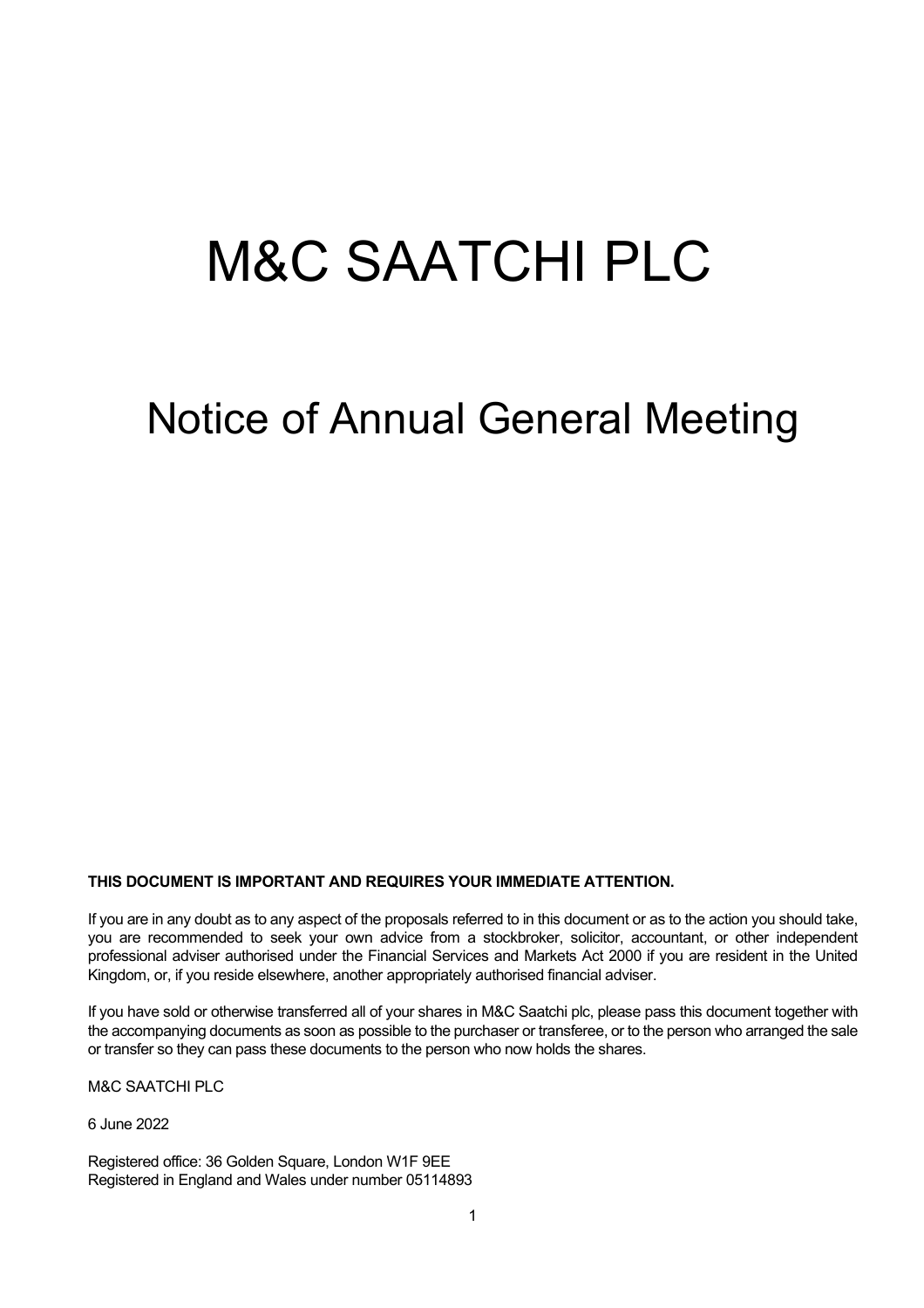# M&C SAATCHI PLC

## Notice of Annual General Meeting

**THIS DOCUMENT IS IMPORTANT AND REQUIRES YOUR IMMEDIATE ATTENTION.**

If you are in any doubt as to any aspect of the proposals referred to in this document or as to the action you should take, you are recommended to seek your own advice from a stockbroker, solicitor, accountant, or other independent professional adviser authorised under the Financial Services and Markets Act 2000 if you are resident in the United Kingdom, or, if you reside elsewhere, another appropriately authorised financial adviser.

If you have sold or otherwise transferred all of your shares in M&C Saatchi plc, please pass this document together with the accompanying documents as soon as possible to the purchaser or transferee, or to the person who arranged the sale or transfer so they can pass these documents to the person who now holds the shares.

M&C SAATCHI PLC

6 June 2022

Registered office: 36 Golden Square, London W1F 9EE
Registered in England and Wales under number 05114893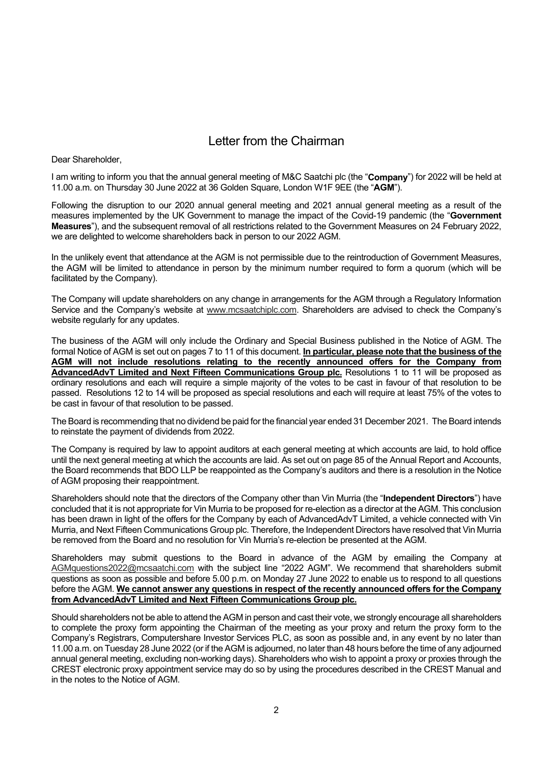# Letter from the Chairman

Dear Shareholder,

I am writing to inform you that the annual general meeting of M&C Saatchi plc (the "**Company**") for 2022 will be held at 11.00 a.m. on Thursday 30 June 2022 at 36 Golden Square, London W1F 9EE (the "**AGM**").

Following the disruption to our 2020 annual general meeting and 2021 annual general meeting as a result of the measures implemented by the UK Government to manage the impact of the Covid-19 pandemic (the "**Government Measures**"), and the subsequent removal of all restrictions related to the Government Measures on 24 February 2022, we are delighted to welcome shareholders back in person to our 2022 AGM.

In the unlikely event that attendance at the AGM is not permissible due to the reintroduction of Government Measures, the AGM will be limited to attendance in person by the minimum number required to form a quorum (which will be facilitated by the Company).

The Company will update shareholders on any change in arrangements for the AGM through a Regulatory Information Service and the Company's website at www.mcsaatchiplc.com. Shareholders are advised to check the Company's website regularly for any updates.

The business of the AGM will only include the Ordinary and Special Business published in the Notice of AGM. The formal Notice of AGM is set out on pages 7 to 11 of this document. **In particular, please note that the business of the AGM will not include resolutions relating to the recently announced offers for the Company from AdvancedAdvT Limited and Next Fifteen Communications Group plc.** Resolutions 1 to 11 will be proposed as ordinary resolutions and each will require a simple majority of the votes to be cast in favour of that resolution to be passed. Resolutions 12 to 14 will be proposed as special resolutions and each will require at least 75% of the votes to be cast in favour of that resolution to be passed.

The Board is recommending that no dividend be paid for the financial year ended 31 December 2021. The Board intends to reinstate the payment of dividends from 2022.

The Company is required by law to appoint auditors at each general meeting at which accounts are laid, to hold office until the next general meeting at which the accounts are laid. As set out on page 85 of the Annual Report and Accounts, the Board recommends that BDO LLP be reappointed as the Company's auditors and there is a resolution in the Notice of AGM proposing their reappointment.

Shareholders should note that the directors of the Company other than Vin Murria (the "**Independent Directors**") have concluded that it is not appropriate for Vin Murria to be proposed for re-election as a director at the AGM. This conclusion has been drawn in light of the offers for the Company by each of AdvancedAdvT Limited, a vehicle connected with Vin Murria, and Next Fifteen Communications Group plc. Therefore, the Independent Directors have resolved that Vin Murria be removed from the Board and no resolution for Vin Murria's re-election be presented at the AGM.

Shareholders may submit questions to the Board in advance of the AGM by emailing the Company at AGMquestions2022@mcsaatchi.com with the subject line "2022 AGM". We recommend that shareholders submit questions as soon as possible and before 5.00 p.m. on Monday 27 June 2022 to enable us to respond to all questions before the AGM. **We cannot answer any questions in respect of the recently announced offers for the Company from AdvancedAdvT Limited and Next Fifteen Communications Group plc.**

Should shareholders not be able to attend the AGM in person and cast their vote, we strongly encourage all shareholders to complete the proxy form appointing the Chairman of the meeting as your proxy and return the proxy form to the Company's Registrars, Computershare Investor Services PLC, as soon as possible and, in any event by no later than 11.00 a.m. on Tuesday 28 June 2022 (or if the AGM is adjourned, no later than 48 hours before the time of any adjourned annual general meeting, excluding non-working days). Shareholders who wish to appoint a proxy or proxies through the CREST electronic proxy appointment service may do so by using the procedures described in the CREST Manual and in the notes to the Notice of AGM.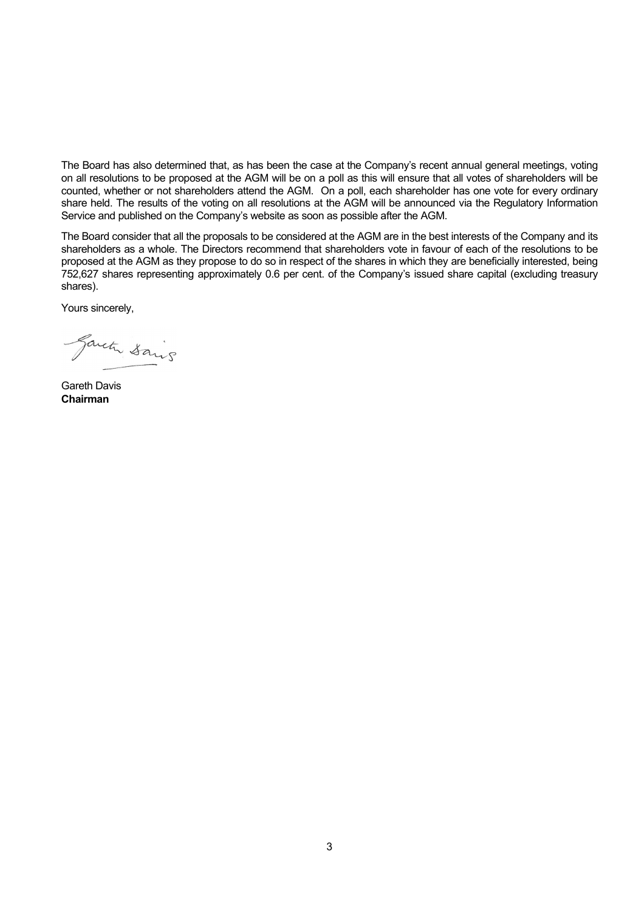The Board has also determined that, as has been the case at the Company's recent annual general meetings, voting on all resolutions to be proposed at the AGM will be on a poll as this will ensure that all votes of shareholders will be counted, whether or not shareholders attend the AGM. On a poll, each shareholder has one vote for every ordinary share held. The results of the voting on all resolutions at the AGM will be announced via the Regulatory Information Service and published on the Company's website as soon as possible after the AGM.

The Board consider that all the proposals to be considered at the AGM are in the best interests of the Company and its shareholders as a whole. The Directors recommend that shareholders vote in favour of each of the resolutions to be proposed at the AGM as they propose to do so in respect of the shares in which they are beneficially interested, being 752,627 shares representing approximately 0.6 per cent. of the Company's issued share capital (excluding treasury shares).

Yours sincerely,

Gareth Davis
**Chairman**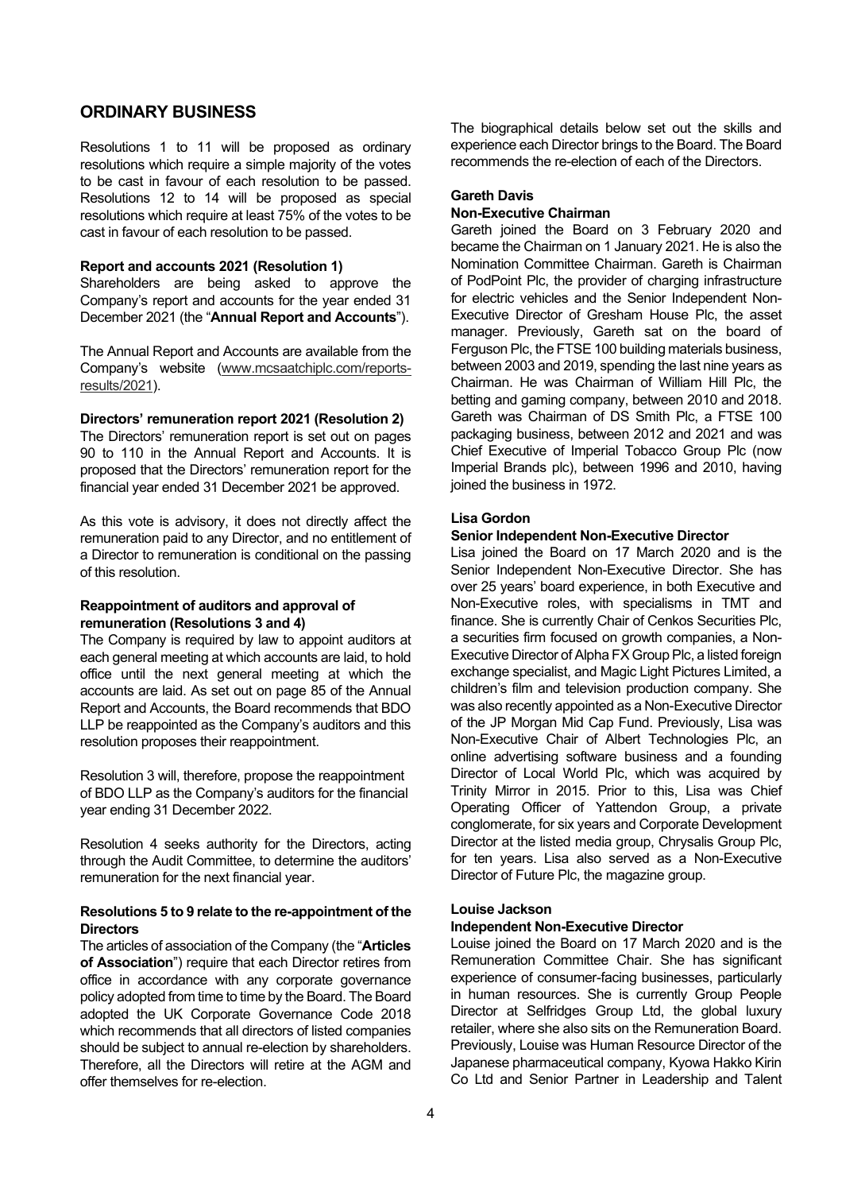## ORDINARY BUSINESS

Resolutions 1 to 11 will be proposed as ordinary resolutions which require a simple majority of the votes to be cast in favour of each resolution to be passed. Resolutions 12 to 14 will be proposed as special resolutions which require at least 75% of the votes to be cast in favour of each resolution to be passed.

**Report and accounts 2021 (Resolution 1)**

Shareholders are being asked to approve the Company's report and accounts for the year ended 31 December 2021 (the "**Annual Report and Accounts**").

The Annual Report and Accounts are available from the Company's website (www.mcsaatchiplc.com/reports-results/2021).

**Directors' remuneration report 2021 (Resolution 2)**

The Directors' remuneration report is set out on pages 90 to 110 in the Annual Report and Accounts. It is proposed that the Directors' remuneration report for the financial year ended 31 December 2021 be approved.

As this vote is advisory, it does not directly affect the remuneration paid to any Director, and no entitlement of a Director to remuneration is conditional on the passing of this resolution.

**Reappointment of auditors and approval of remuneration (Resolutions 3 and 4)**

The Company is required by law to appoint auditors at each general meeting at which accounts are laid, to hold office until the next general meeting at which the accounts are laid. As set out on page 85 of the Annual Report and Accounts, the Board recommends that BDO LLP be reappointed as the Company's auditors and this resolution proposes their reappointment.

Resolution 3 will, therefore, propose the reappointment of BDO LLP as the Company's auditors for the financial year ending 31 December 2022.

Resolution 4 seeks authority for the Directors, acting through the Audit Committee, to determine the auditors' remuneration for the next financial year.

**Resolutions 5 to 9 relate to the re-appointment of the Directors**

The articles of association of the Company (the "**Articles of Association**") require that each Director retires from office in accordance with any corporate governance policy adopted from time to time by the Board. The Board adopted the UK Corporate Governance Code 2018 which recommends that all directors of listed companies should be subject to annual re-election by shareholders. Therefore, all the Directors will retire at the AGM and offer themselves for re-election.

The biographical details below set out the skills and experience each Director brings to the Board. The Board recommends the re-election of each of the Directors.

**Gareth Davis**

**Non-Executive Chairman**

Gareth joined the Board on 3 February 2020 and became the Chairman on 1 January 2021. He is also the Nomination Committee Chairman. Gareth is Chairman of PodPoint Plc, the provider of charging infrastructure for electric vehicles and the Senior Independent Non-Executive Director of Gresham House Plc, the asset manager. Previously, Gareth sat on the board of Ferguson Plc, the FTSE 100 building materials business, between 2003 and 2019, spending the last nine years as Chairman. He was Chairman of William Hill Plc, the betting and gaming company, between 2010 and 2018. Gareth was Chairman of DS Smith Plc, a FTSE 100 packaging business, between 2012 and 2021 and was Chief Executive of Imperial Tobacco Group Plc (now Imperial Brands plc), between 1996 and 2010, having joined the business in 1972.

**Lisa Gordon**

**Senior Independent Non-Executive Director**

Lisa joined the Board on 17 March 2020 and is the Senior Independent Non-Executive Director. She has over 25 years' board experience, in both Executive and Non-Executive roles, with specialisms in TMT and finance. She is currently Chair of Cenkos Securities Plc, a securities firm focused on growth companies, a Non-Executive Director of Alpha FX Group Plc, a listed foreign exchange specialist, and Magic Light Pictures Limited, a children's film and television production company. She was also recently appointed as a Non-Executive Director of the JP Morgan Mid Cap Fund. Previously, Lisa was Non-Executive Chair of Albert Technologies Plc, an online advertising software business and a founding Director of Local World Plc, which was acquired by Trinity Mirror in 2015. Prior to this, Lisa was Chief Operating Officer of Yattendon Group, a private conglomerate, for six years and Corporate Development Director at the listed media group, Chrysalis Group Plc, for ten years. Lisa also served as a Non-Executive Director of Future Plc, the magazine group.

**Louise Jackson**

**Independent Non-Executive Director**

Louise joined the Board on 17 March 2020 and is the Remuneration Committee Chair. She has significant experience of consumer-facing businesses, particularly in human resources. She is currently Group People Director at Selfridges Group Ltd, the global luxury retailer, where she also sits on the Remuneration Board. Previously, Louise was Human Resource Director of the Japanese pharmaceutical company, Kyowa Hakko Kirin Co Ltd and Senior Partner in Leadership and Talent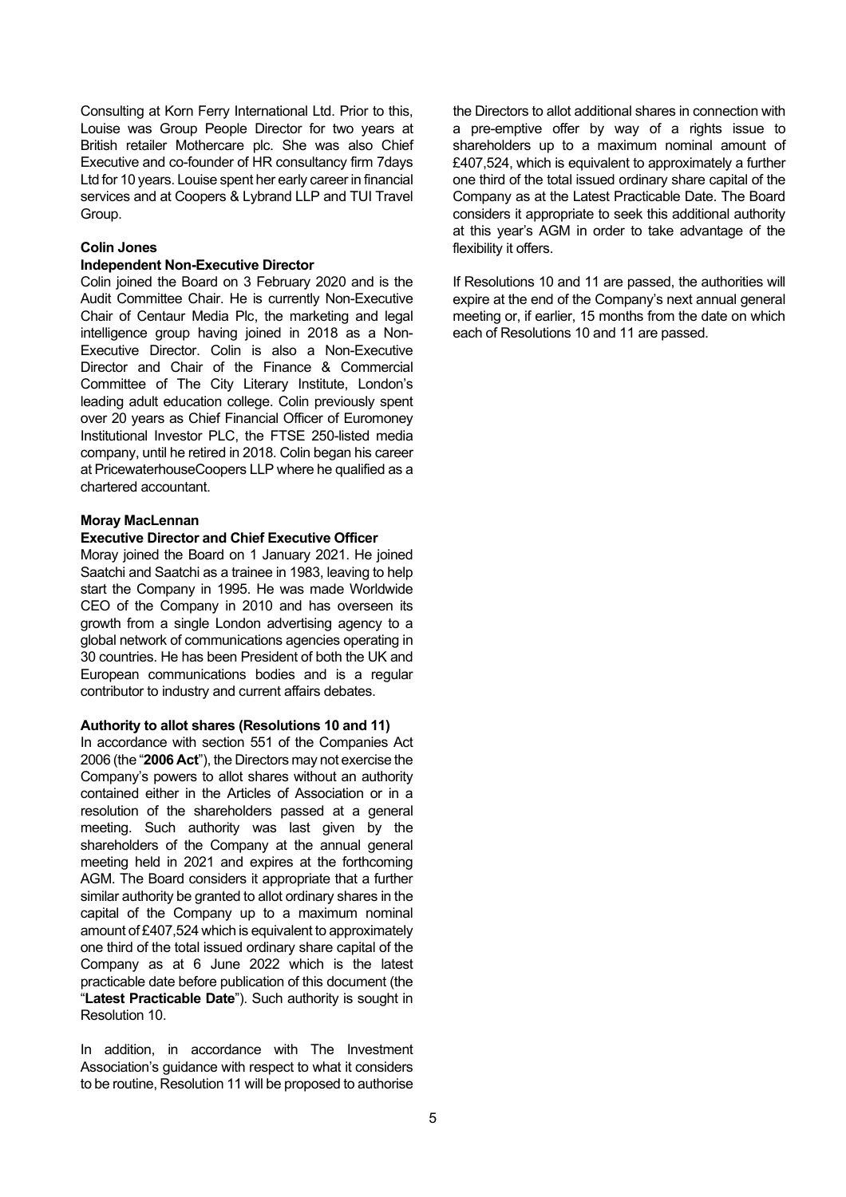Consulting at Korn Ferry International Ltd. Prior to this, Louise was Group People Director for two years at British retailer Mothercare plc. She was also Chief Executive and co-founder of HR consultancy firm 7days Ltd for 10 years. Louise spent her early career in financial services and at Coopers & Lybrand LLP and TUI Travel Group.

**Colin Jones**

**Independent Non-Executive Director**

Colin joined the Board on 3 February 2020 and is the Audit Committee Chair. He is currently Non-Executive Chair of Centaur Media Plc, the marketing and legal intelligence group having joined in 2018 as a Non-Executive Director. Colin is also a Non-Executive Director and Chair of the Finance & Commercial Committee of The City Literary Institute, London's leading adult education college. Colin previously spent over 20 years as Chief Financial Officer of Euromoney Institutional Investor PLC, the FTSE 250-listed media company, until he retired in 2018. Colin began his career at PricewaterhouseCoopers LLP where he qualified as a chartered accountant.

**Moray MacLennan**

**Executive Director and Chief Executive Officer**

Moray joined the Board on 1 January 2021. He joined Saatchi and Saatchi as a trainee in 1983, leaving to help start the Company in 1995. He was made Worldwide CEO of the Company in 2010 and has overseen its growth from a single London advertising agency to a global network of communications agencies operating in 30 countries. He has been President of both the UK and European communications bodies and is a regular contributor to industry and current affairs debates.

**Authority to allot shares (Resolutions 10 and 11)**

In accordance with section 551 of the Companies Act 2006 (the "**2006 Act**"), the Directors may not exercise the Company's powers to allot shares without an authority contained either in the Articles of Association or in a resolution of the shareholders passed at a general meeting. Such authority was last given by the shareholders of the Company at the annual general meeting held in 2021 and expires at the forthcoming AGM. The Board considers it appropriate that a further similar authority be granted to allot ordinary shares in the capital of the Company up to a maximum nominal amount of £407,524 which is equivalent to approximately one third of the total issued ordinary share capital of the Company as at 6 June 2022 which is the latest practicable date before publication of this document (the "**Latest Practicable Date**"). Such authority is sought in Resolution 10.

In addition, in accordance with The Investment Association's guidance with respect to what it considers to be routine, Resolution 11 will be proposed to authorise the Directors to allot additional shares in connection with a pre-emptive offer by way of a rights issue to shareholders up to a maximum nominal amount of £407,524, which is equivalent to approximately a further one third of the total issued ordinary share capital of the Company as at the Latest Practicable Date. The Board considers it appropriate to seek this additional authority at this year's AGM in order to take advantage of the flexibility it offers.

If Resolutions 10 and 11 are passed, the authorities will expire at the end of the Company's next annual general meeting or, if earlier, 15 months from the date on which each of Resolutions 10 and 11 are passed.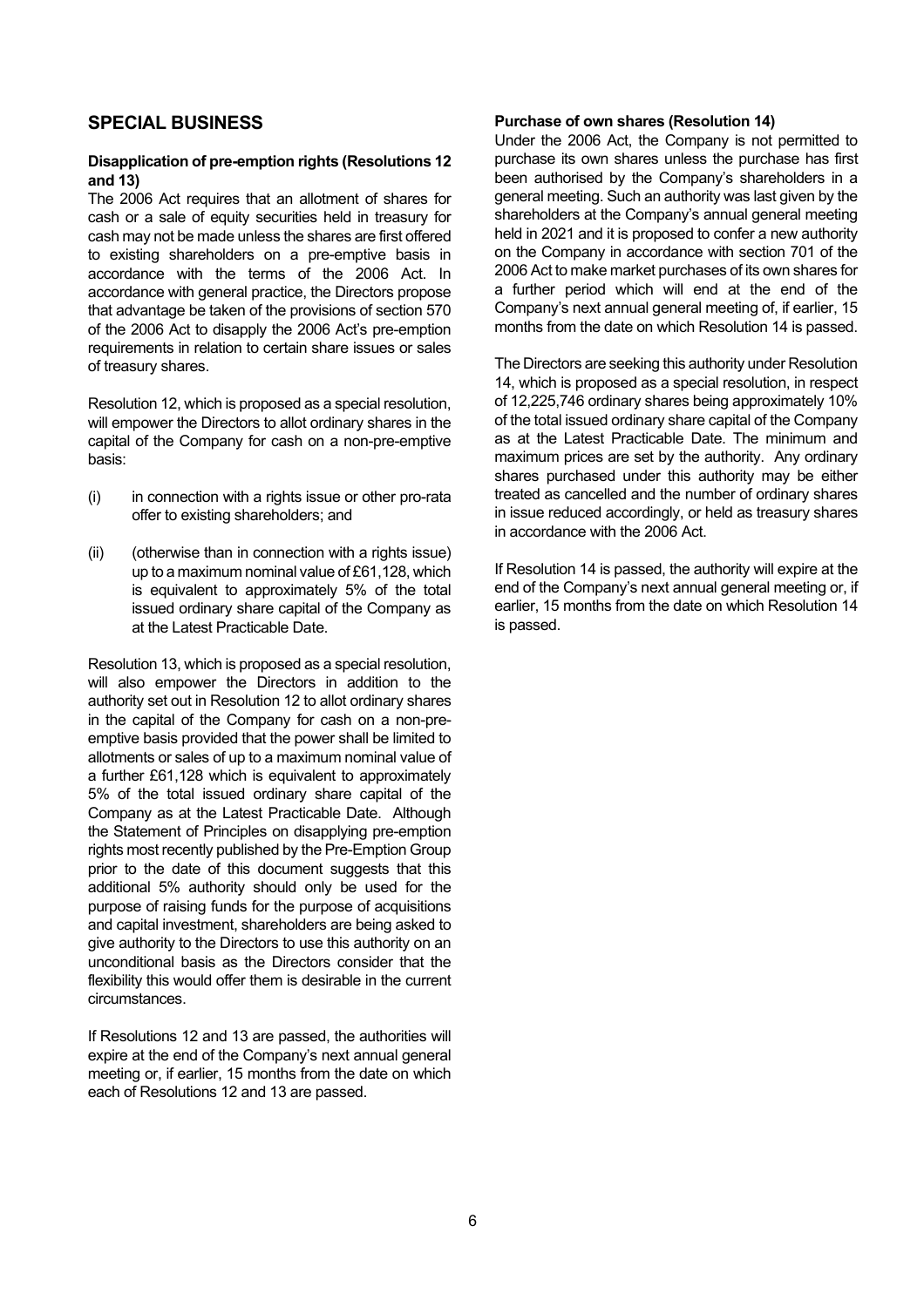## SPECIAL BUSINESS

### Disapplication of pre-emption rights (Resolutions 12 and 13)

The 2006 Act requires that an allotment of shares for cash or a sale of equity securities held in treasury for cash may not be made unless the shares are first offered to existing shareholders on a pre-emptive basis in accordance with the terms of the 2006 Act. In accordance with general practice, the Directors propose that advantage be taken of the provisions of section 570 of the 2006 Act to disapply the 2006 Act's pre-emption requirements in relation to certain share issues or sales of treasury shares.

Resolution 12, which is proposed as a special resolution, will empower the Directors to allot ordinary shares in the capital of the Company for cash on a non-pre-emptive basis:

(i) in connection with a rights issue or other pro-rata offer to existing shareholders; and

(ii) (otherwise than in connection with a rights issue) up to a maximum nominal value of £61,128, which is equivalent to approximately 5% of the total issued ordinary share capital of the Company as at the Latest Practicable Date.

Resolution 13, which is proposed as a special resolution, will also empower the Directors in addition to the authority set out in Resolution 12 to allot ordinary shares in the capital of the Company for cash on a non-pre-emptive basis provided that the power shall be limited to allotments or sales of up to a maximum nominal value of a further £61,128 which is equivalent to approximately 5% of the total issued ordinary share capital of the Company as at the Latest Practicable Date. Although the Statement of Principles on disapplying pre-emption rights most recently published by the Pre-Emption Group prior to the date of this document suggests that this additional 5% authority should only be used for the purpose of raising funds for the purpose of acquisitions and capital investment, shareholders are being asked to give authority to the Directors to use this authority on an unconditional basis as the Directors consider that the flexibility this would offer them is desirable in the current circumstances.

If Resolutions 12 and 13 are passed, the authorities will expire at the end of the Company's next annual general meeting or, if earlier, 15 months from the date on which each of Resolutions 12 and 13 are passed.

### Purchase of own shares (Resolution 14)

Under the 2006 Act, the Company is not permitted to purchase its own shares unless the purchase has first been authorised by the Company's shareholders in a general meeting. Such an authority was last given by the shareholders at the Company's annual general meeting held in 2021 and it is proposed to confer a new authority on the Company in accordance with section 701 of the 2006 Act to make market purchases of its own shares for a further period which will end at the end of the Company's next annual general meeting of, if earlier, 15 months from the date on which Resolution 14 is passed.

The Directors are seeking this authority under Resolution 14, which is proposed as a special resolution, in respect of 12,225,746 ordinary shares being approximately 10% of the total issued ordinary share capital of the Company as at the Latest Practicable Date. The minimum and maximum prices are set by the authority. Any ordinary shares purchased under this authority may be either treated as cancelled and the number of ordinary shares in issue reduced accordingly, or held as treasury shares in accordance with the 2006 Act.

If Resolution 14 is passed, the authority will expire at the end of the Company's next annual general meeting or, if earlier, 15 months from the date on which Resolution 14 is passed.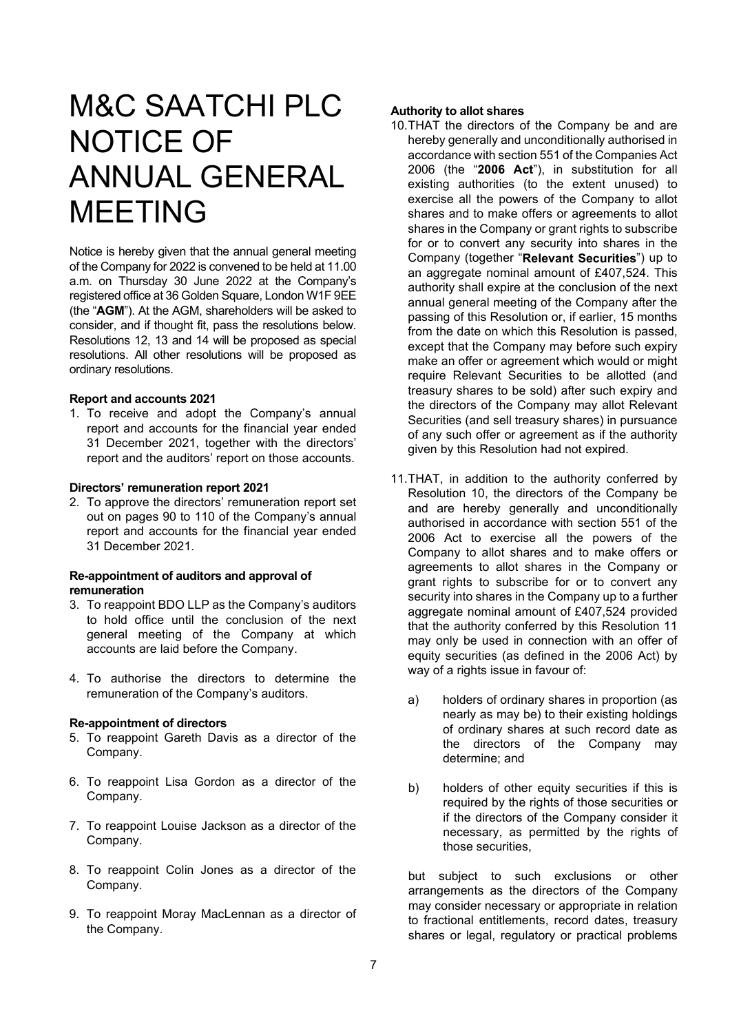# M&C SAATCHI PLC NOTICE OF ANNUAL GENERAL MEETING

Notice is hereby given that the annual general meeting of the Company for 2022 is convened to be held at 11.00 a.m. on Thursday 30 June 2022 at the Company's registered office at 36 Golden Square, London W1F 9EE (the "**AGM**"). At the AGM, shareholders will be asked to consider, and if thought fit, pass the resolutions below. Resolutions 12, 13 and 14 will be proposed as special resolutions. All other resolutions will be proposed as ordinary resolutions.

**Report and accounts 2021**

1. To receive and adopt the Company's annual report and accounts for the financial year ended 31 December 2021, together with the directors' report and the auditors' report on those accounts.

**Directors' remuneration report 2021**

2. To approve the directors' remuneration report set out on pages 90 to 110 of the Company's annual report and accounts for the financial year ended 31 December 2021.

**Re-appointment of auditors and approval of remuneration**

3. To reappoint BDO LLP as the Company's auditors to hold office until the conclusion of the next general meeting of the Company at which accounts are laid before the Company.

4. To authorise the directors to determine the remuneration of the Company's auditors.

**Re-appointment of directors**

5. To reappoint Gareth Davis as a director of the Company.

6. To reappoint Lisa Gordon as a director of the Company.

7. To reappoint Louise Jackson as a director of the Company.

8. To reappoint Colin Jones as a director of the Company.

9. To reappoint Moray MacLennan as a director of the Company.

**Authority to allot shares**

10. THAT the directors of the Company be and are hereby generally and unconditionally authorised in accordance with section 551 of the Companies Act 2006 (the "**2006 Act**"), in substitution for all existing authorities (to the extent unused) to exercise all the powers of the Company to allot shares and to make offers or agreements to allot shares in the Company or grant rights to subscribe for or to convert any security into shares in the Company (together "**Relevant Securities**") up to an aggregate nominal amount of £407,524. This authority shall expire at the conclusion of the next annual general meeting of the Company after the passing of this Resolution or, if earlier, 15 months from the date on which this Resolution is passed, except that the Company may before such expiry make an offer or agreement which would or might require Relevant Securities to be allotted (and treasury shares to be sold) after such expiry and the directors of the Company may allot Relevant Securities (and sell treasury shares) in pursuance of any such offer or agreement as if the authority given by this Resolution had not expired.

11. THAT, in addition to the authority conferred by Resolution 10, the directors of the Company be and are hereby generally and unconditionally authorised in accordance with section 551 of the 2006 Act to exercise all the powers of the Company to allot shares and to make offers or agreements to allot shares in the Company or grant rights to subscribe for or to convert any security into shares in the Company up to a further aggregate nominal amount of £407,524 provided that the authority conferred by this Resolution 11 may only be used in connection with an offer of equity securities (as defined in the 2006 Act) by way of a rights issue in favour of:

    a) holders of ordinary shares in proportion (as nearly as may be) to their existing holdings of ordinary shares at such record date as the directors of the Company may determine; and

    b) holders of other equity securities if this is required by the rights of those securities or if the directors of the Company consider it necessary, as permitted by the rights of those securities,

    but subject to such exclusions or other arrangements as the directors of the Company may consider necessary or appropriate in relation to fractional entitlements, record dates, treasury shares or legal, regulatory or practical problems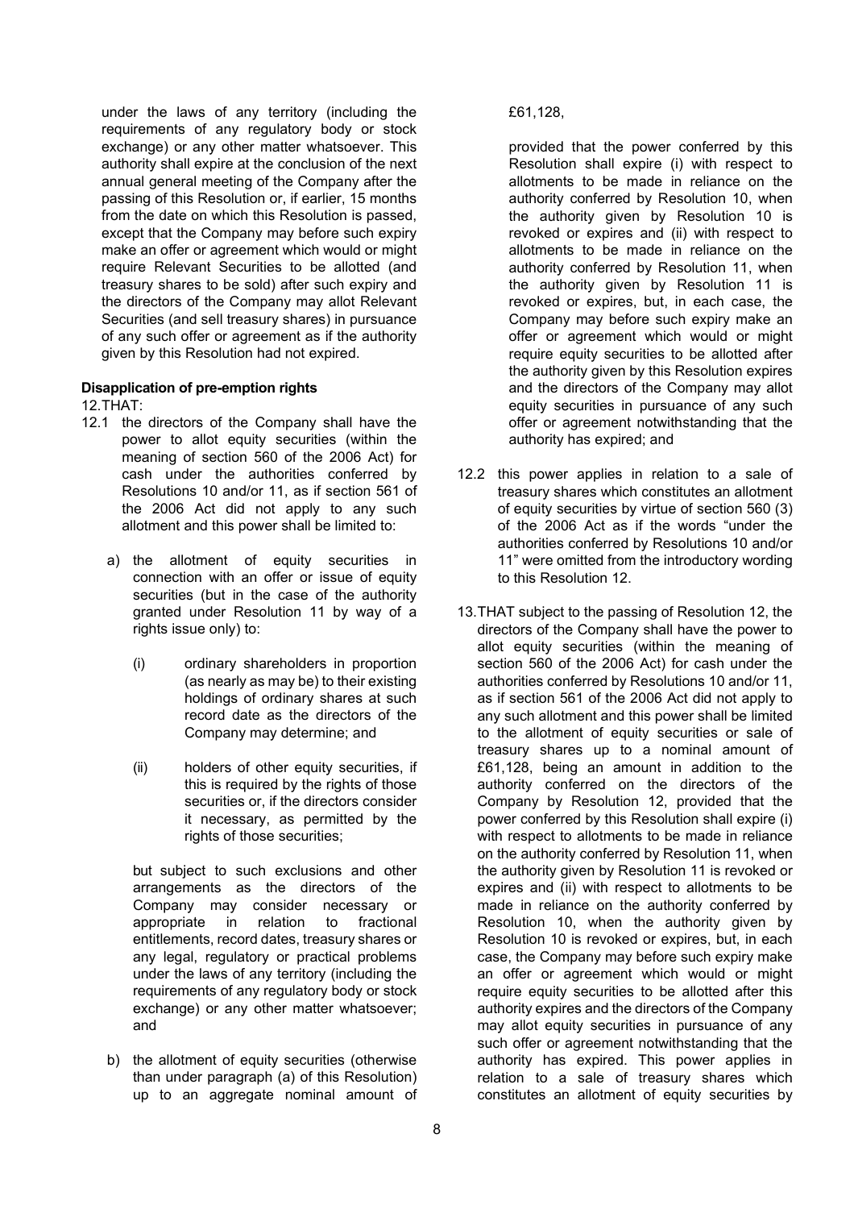under the laws of any territory (including the requirements of any regulatory body or stock exchange) or any other matter whatsoever. This authority shall expire at the conclusion of the next annual general meeting of the Company after the passing of this Resolution or, if earlier, 15 months from the date on which this Resolution is passed, except that the Company may before such expiry make an offer or agreement which would or might require Relevant Securities to be allotted (and treasury shares to be sold) after such expiry and the directors of the Company may allot Relevant Securities (and sell treasury shares) in pursuance of any such offer or agreement as if the authority given by this Resolution had not expired.

**Disapplication of pre-emption rights**

12.THAT:

12.1 the directors of the Company shall have the power to allot equity securities (within the meaning of section 560 of the 2006 Act) for cash under the authorities conferred by Resolutions 10 and/or 11, as if section 561 of the 2006 Act did not apply to any such allotment and this power shall be limited to:

a) the allotment of equity securities in connection with an offer or issue of equity securities (but in the case of the authority granted under Resolution 11 by way of a rights issue only) to:

   (i) ordinary shareholders in proportion (as nearly as may be) to their existing holdings of ordinary shares at such record date as the directors of the Company may determine; and

   (ii) holders of other equity securities, if this is required by the rights of those securities or, if the directors consider it necessary, as permitted by the rights of those securities;

   but subject to such exclusions and other arrangements as the directors of the Company may consider necessary or appropriate in relation to fractional entitlements, record dates, treasury shares or any legal, regulatory or practical problems under the laws of any territory (including the requirements of any regulatory body or stock exchange) or any other matter whatsoever; and

b) the allotment of equity securities (otherwise than under paragraph (a) of this Resolution) up to an aggregate nominal amount of £61,128,

provided that the power conferred by this Resolution shall expire (i) with respect to allotments to be made in reliance on the authority conferred by Resolution 10, when the authority given by Resolution 10 is revoked or expires and (ii) with respect to allotments to be made in reliance on the authority conferred by Resolution 11, when the authority given by Resolution 11 is revoked or expires, but, in each case, the Company may before such expiry make an offer or agreement which would or might require equity securities to be allotted after the authority given by this Resolution expires and the directors of the Company may allot equity securities in pursuance of any such offer or agreement notwithstanding that the authority has expired; and

12.2 this power applies in relation to a sale of treasury shares which constitutes an allotment of equity securities by virtue of section 560 (3) of the 2006 Act as if the words "under the authorities conferred by Resolutions 10 and/or 11" were omitted from the introductory wording to this Resolution 12.

13.THAT subject to the passing of Resolution 12, the directors of the Company shall have the power to allot equity securities (within the meaning of section 560 of the 2006 Act) for cash under the authorities conferred by Resolutions 10 and/or 11, as if section 561 of the 2006 Act did not apply to any such allotment and this power shall be limited to the allotment of equity securities or sale of treasury shares up to a nominal amount of £61,128, being an amount in addition to the authority conferred on the directors of the Company by Resolution 12, provided that the power conferred by this Resolution shall expire (i) with respect to allotments to be made in reliance on the authority conferred by Resolution 11, when the authority given by Resolution 11 is revoked or expires and (ii) with respect to allotments to be made in reliance on the authority conferred by Resolution 10, when the authority given by Resolution 10 is revoked or expires, but, in each case, the Company may before such expiry make an offer or agreement which would or might require equity securities to be allotted after this authority expires and the directors of the Company may allot equity securities in pursuance of any such offer or agreement notwithstanding that the authority has expired. This power applies in relation to a sale of treasury shares which constitutes an allotment of equity securities by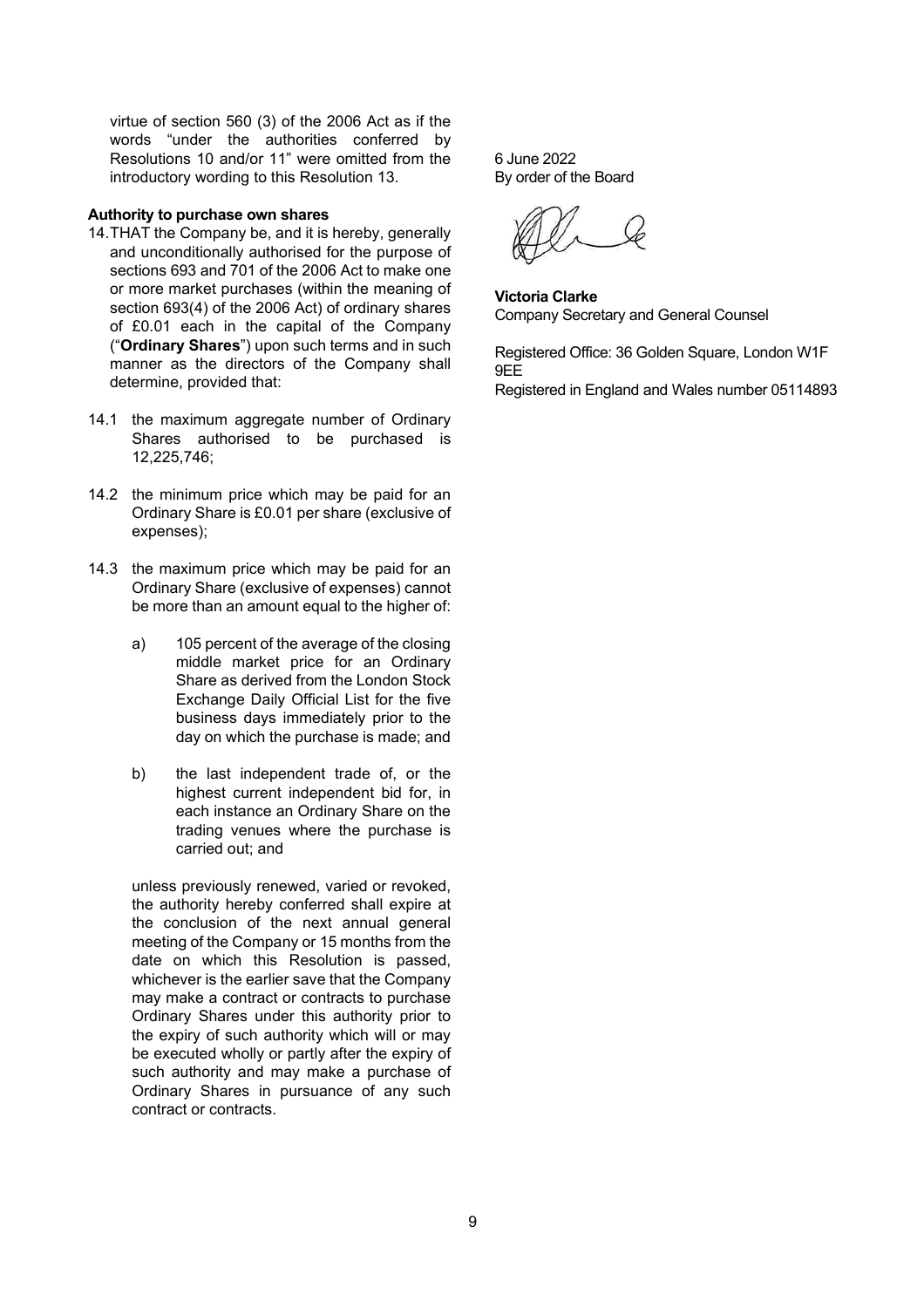virtue of section 560 (3) of the 2006 Act as if the words "under the authorities conferred by Resolutions 10 and/or 11" were omitted from the introductory wording to this Resolution 13.

**Authority to purchase own shares**

14. THAT the Company be, and it is hereby, generally and unconditionally authorised for the purpose of sections 693 and 701 of the 2006 Act to make one or more market purchases (within the meaning of section 693(4) of the 2006 Act) of ordinary shares of £0.01 each in the capital of the Company ("**Ordinary Shares**") upon such terms and in such manner as the directors of the Company shall determine, provided that:

14.1 the maximum aggregate number of Ordinary Shares authorised to be purchased is 12,225,746;

14.2 the minimum price which may be paid for an Ordinary Share is £0.01 per share (exclusive of expenses);

14.3 the maximum price which may be paid for an Ordinary Share (exclusive of expenses) cannot be more than an amount equal to the higher of:

a) 105 percent of the average of the closing middle market price for an Ordinary Share as derived from the London Stock Exchange Daily Official List for the five business days immediately prior to the day on which the purchase is made; and

b) the last independent trade of, or the highest current independent bid for, in each instance an Ordinary Share on the trading venues where the purchase is carried out; and

unless previously renewed, varied or revoked, the authority hereby conferred shall expire at the conclusion of the next annual general meeting of the Company or 15 months from the date on which this Resolution is passed, whichever is the earlier save that the Company may make a contract or contracts to purchase Ordinary Shares under this authority prior to the expiry of such authority which will or may be executed wholly or partly after the expiry of such authority and may make a purchase of Ordinary Shares in pursuance of any such contract or contracts.

6 June 2022
By order of the Board

**Victoria Clarke**
Company Secretary and General Counsel

Registered Office: 36 Golden Square, London W1F 9EE
Registered in England and Wales number 05114893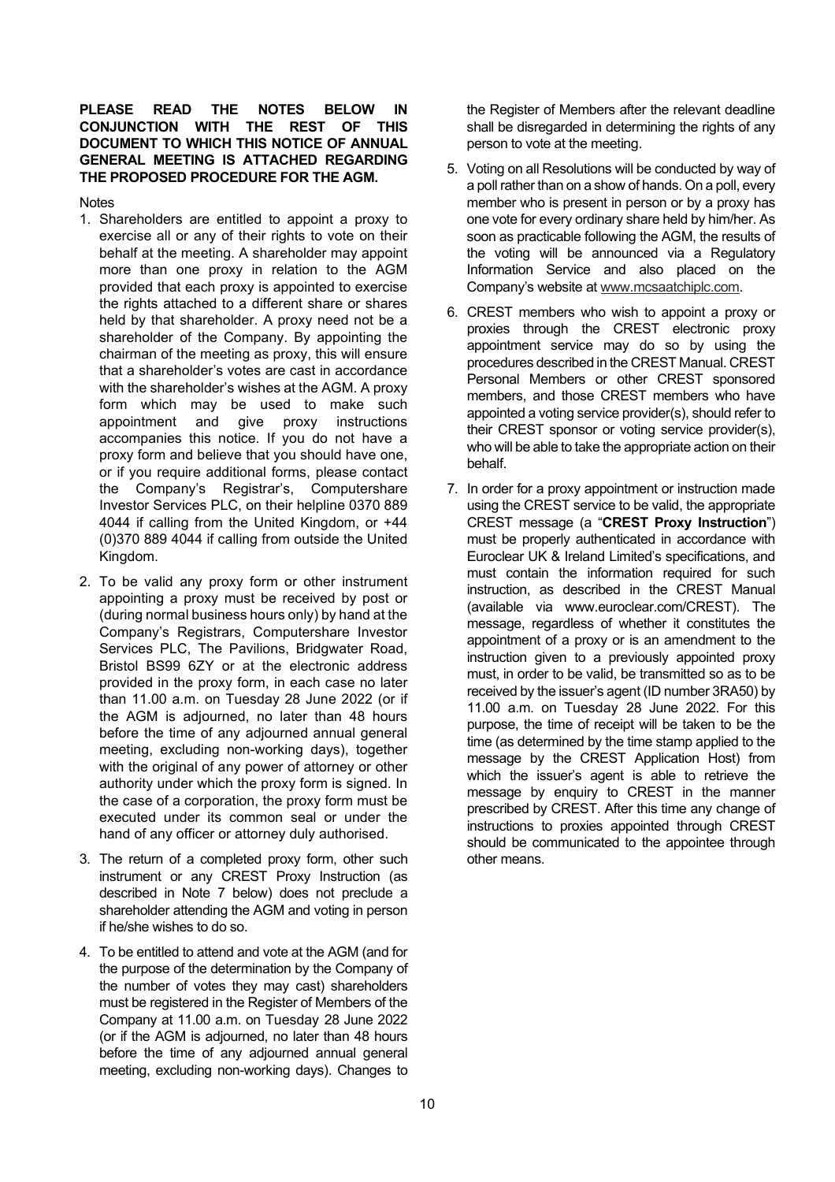**PLEASE READ THE NOTES BELOW IN CONJUNCTION WITH THE REST OF THIS DOCUMENT TO WHICH THIS NOTICE OF ANNUAL GENERAL MEETING IS ATTACHED REGARDING THE PROPOSED PROCEDURE FOR THE AGM.**

Notes

1. Shareholders are entitled to appoint a proxy to exercise all or any of their rights to vote on their behalf at the meeting. A shareholder may appoint more than one proxy in relation to the AGM provided that each proxy is appointed to exercise the rights attached to a different share or shares held by that shareholder. A proxy need not be a shareholder of the Company. By appointing the chairman of the meeting as proxy, this will ensure that a shareholder's votes are cast in accordance with the shareholder's wishes at the AGM. A proxy form which may be used to make such appointment and give proxy instructions accompanies this notice. If you do not have a proxy form and believe that you should have one, or if you require additional forms, please contact the Company's Registrar's, Computershare Investor Services PLC, on their helpline 0370 889 4044 if calling from the United Kingdom, or +44 (0)370 889 4044 if calling from outside the United Kingdom.

2. To be valid any proxy form or other instrument appointing a proxy must be received by post or (during normal business hours only) by hand at the Company's Registrars, Computershare Investor Services PLC, The Pavilions, Bridgwater Road, Bristol BS99 6ZY or at the electronic address provided in the proxy form, in each case no later than 11.00 a.m. on Tuesday 28 June 2022 (or if the AGM is adjourned, no later than 48 hours before the time of any adjourned annual general meeting, excluding non-working days), together with the original of any power of attorney or other authority under which the proxy form is signed. In the case of a corporation, the proxy form must be executed under its common seal or under the hand of any officer or attorney duly authorised.

3. The return of a completed proxy form, other such instrument or any CREST Proxy Instruction (as described in Note 7 below) does not preclude a shareholder attending the AGM and voting in person if he/she wishes to do so.

4. To be entitled to attend and vote at the AGM (and for the purpose of the determination by the Company of the number of votes they may cast) shareholders must be registered in the Register of Members of the Company at 11.00 a.m. on Tuesday 28 June 2022 (or if the AGM is adjourned, no later than 48 hours before the time of any adjourned annual general meeting, excluding non-working days). Changes to the Register of Members after the relevant deadline shall be disregarded in determining the rights of any person to vote at the meeting.

5. Voting on all Resolutions will be conducted by way of a poll rather than on a show of hands. On a poll, every member who is present in person or by a proxy has one vote for every ordinary share held by him/her. As soon as practicable following the AGM, the results of the voting will be announced via a Regulatory Information Service and also placed on the Company's website at www.mcsaatchiplc.com.

6. CREST members who wish to appoint a proxy or proxies through the CREST electronic proxy appointment service may do so by using the procedures described in the CREST Manual. CREST Personal Members or other CREST sponsored members, and those CREST members who have appointed a voting service provider(s), should refer to their CREST sponsor or voting service provider(s), who will be able to take the appropriate action on their behalf.

7. In order for a proxy appointment or instruction made using the CREST service to be valid, the appropriate CREST message (a "**CREST Proxy Instruction**") must be properly authenticated in accordance with Euroclear UK & Ireland Limited's specifications, and must contain the information required for such instruction, as described in the CREST Manual (available via www.euroclear.com/CREST). The message, regardless of whether it constitutes the appointment of a proxy or is an amendment to the instruction given to a previously appointed proxy must, in order to be valid, be transmitted so as to be received by the issuer's agent (ID number 3RA50) by 11.00 a.m. on Tuesday 28 June 2022. For this purpose, the time of receipt will be taken to be the time (as determined by the time stamp applied to the message by the CREST Application Host) from which the issuer's agent is able to retrieve the message by enquiry to CREST in the manner prescribed by CREST. After this time any change of instructions to proxies appointed through CREST should be communicated to the appointee through other means.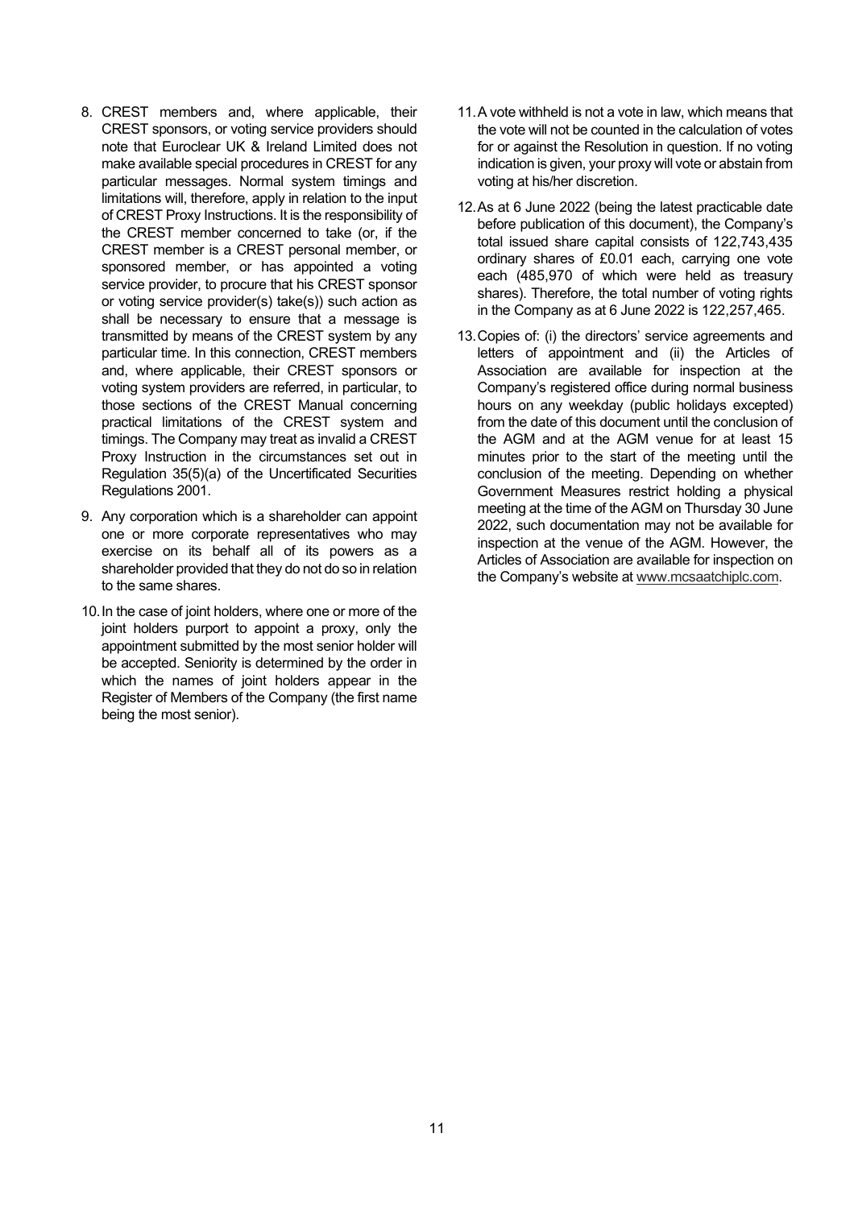8. CREST members and, where applicable, their CREST sponsors, or voting service providers should note that Euroclear UK & Ireland Limited does not make available special procedures in CREST for any particular messages. Normal system timings and limitations will, therefore, apply in relation to the input of CREST Proxy Instructions. It is the responsibility of the CREST member concerned to take (or, if the CREST member is a CREST personal member, or sponsored member, or has appointed a voting service provider, to procure that his CREST sponsor or voting service provider(s) take(s)) such action as shall be necessary to ensure that a message is transmitted by means of the CREST system by any particular time. In this connection, CREST members and, where applicable, their CREST sponsors or voting system providers are referred, in particular, to those sections of the CREST Manual concerning practical limitations of the CREST system and timings. The Company may treat as invalid a CREST Proxy Instruction in the circumstances set out in Regulation 35(5)(a) of the Uncertificated Securities Regulations 2001.

9. Any corporation which is a shareholder can appoint one or more corporate representatives who may exercise on its behalf all of its powers as a shareholder provided that they do not do so in relation to the same shares.

10. In the case of joint holders, where one or more of the joint holders purport to appoint a proxy, only the appointment submitted by the most senior holder will be accepted. Seniority is determined by the order in which the names of joint holders appear in the Register of Members of the Company (the first name being the most senior).

11. A vote withheld is not a vote in law, which means that the vote will not be counted in the calculation of votes for or against the Resolution in question. If no voting indication is given, your proxy will vote or abstain from voting at his/her discretion.

12. As at 6 June 2022 (being the latest practicable date before publication of this document), the Company's total issued share capital consists of 122,743,435 ordinary shares of £0.01 each, carrying one vote each (485,970 of which were held as treasury shares). Therefore, the total number of voting rights in the Company as at 6 June 2022 is 122,257,465.

13. Copies of: (i) the directors' service agreements and letters of appointment and (ii) the Articles of Association are available for inspection at the Company's registered office during normal business hours on any weekday (public holidays excepted) from the date of this document until the conclusion of the AGM and at the AGM venue for at least 15 minutes prior to the start of the meeting until the conclusion of the meeting. Depending on whether Government Measures restrict holding a physical meeting at the time of the AGM on Thursday 30 June 2022, such documentation may not be available for inspection at the venue of the AGM. However, the Articles of Association are available for inspection on the Company's website at www.mcsaatchiplc.com.